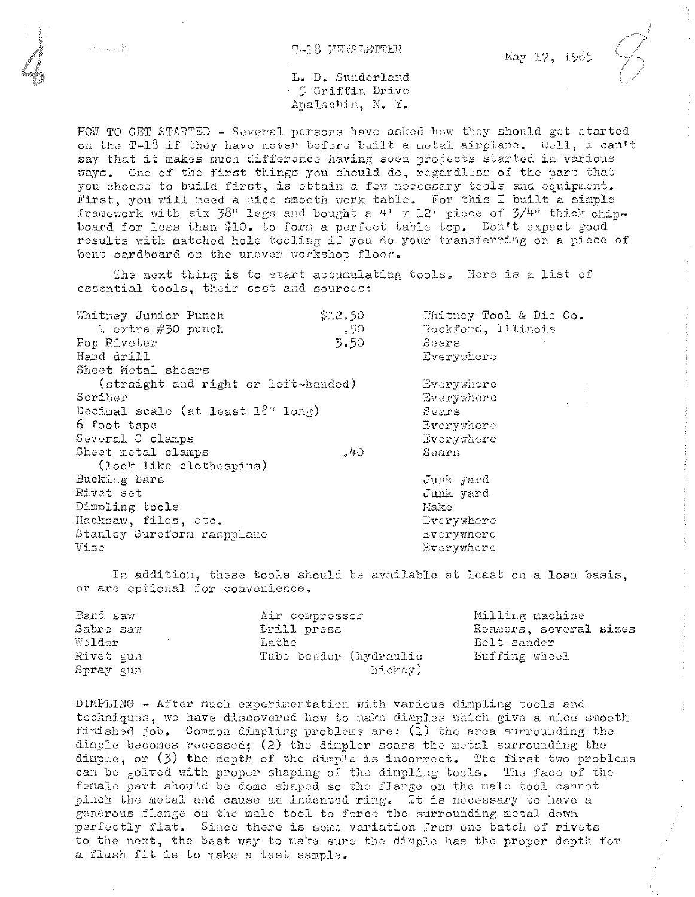T-18 NEWSLETTER

May 17, 1965

L. D. Sunderland
5 Griffin Drive
Apalachin, N. Y.

HOW TO GET STARTED - Several persons have asked how they should get started on the T-18 if they have never before built a metal airplane. Well, I can't say that it makes much difference having seen projects started in various ways. One of the first things you should do, regardless of the part that you choose to build first, is obtain a few necessary tools and equipment. First, you will need a nice smooth work table. For this I built a simple framework with six 38" legs and bought a 4' x 12' piece of 3/4" thick chipboard for less than $10. to form a perfect table top. Don't expect good results with matched hole tooling if you do your transferring on a piece of bent cardboard on the uneven workshop floor.

The next thing is to start accumulating tools. Here is a list of essential tools, their cost and sources:

| | | |
|---|---|---|
| Whitney Junior Punch | $12.50 | Whitney Tool & Die Co. |
| 1 extra #30 punch | .50 | Rockford, Illinois |
| Pop Riveter | 3.50 | Sears |
| Hand drill | | Everywhere |
| Sheet Metal shears (straight and right or left-handed) | | Everywhere |
| Scriber | | Everywhere |
| Decimal scale (at least 18" long) | | Sears |
| 6 foot tape | | Everywhere |
| Several C clamps | | Everywhere |
| Sheet metal clamps (look like clothespins) | .40 | Sears |
| Bucking bars | | Junk yard |
| Rivet set | | Junk yard |
| Dimpling tools | | Make |
| Hacksaw, files, etc. | | Everywhere |
| Stanley Sureform raspplane | | Everywhere |
| Vise | | Everywhere |

In addition, these tools should be available at least on a loan basis, or are optional for convenience.

| | | |
|---|---|---|
| Band saw | Air compressor | Milling machine |
| Sabre saw | Drill press | Reamers, several sizes |
| Welder | Lathe | Belt sander |
| Rivet gun | Tube bender (hydraulic hickey) | Buffing wheel |
| Spray gun | | |

DIMPLING - After much experimentation with various dimpling tools and techniques, we have discovered how to make dimples which give a nice smooth finished job. Common dimpling problems are: (1) the area surrounding the dimple becomes recessed; (2) the dimpler scars the metal surrounding the dimple, or (3) the depth of the dimple is incorrect. The first two problems can be solved with proper shaping of the dimpling tools. The face of the female part should be dome shaped so the flange on the male tool cannot pinch the metal and cause an indented ring. It is necessary to have a generous flange on the male tool to force the surrounding metal down perfectly flat. Since there is some variation from one batch of rivets to the next, the best way to make sure the dimple has the proper depth for a flush fit is to make a test sample.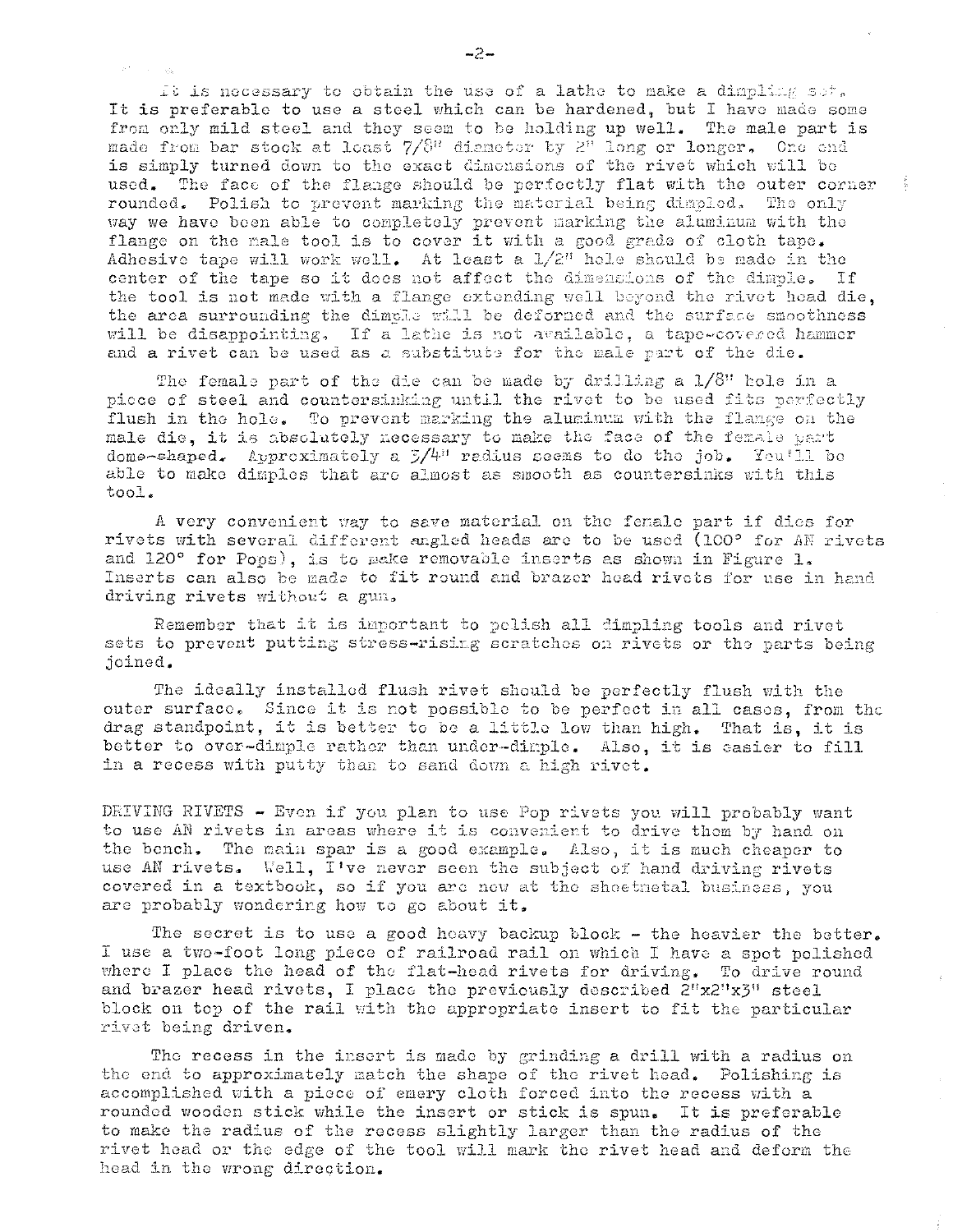It is necessary to obtain the use of a lathe to make a dimpling set. It is preferable to use a steel which can be hardened, but I have made some from only mild steel and they seem to be holding up well. The male part is made from bar stock at least 7/8" diameter by 2" long or longer. One end is simply turned down to the exact dimensions of the rivet which will be used. The face of the flange should be perfectly flat with the outer corner rounded. Polish to prevent marking the material being dimpled. The only way we have been able to completely prevent marking the aluminum with the flange on the male tool is to cover it with a good grade of cloth tape. Adhesive tape will work well. At least a 1/2" hole should be made in the center of the tape so it does not affect the dimensions of the dimple. If the tool is not made with a flange extending well beyond the rivet head die, the area surrounding the dimple will be deformed and the surface smoothness will be disappointing. If a lathe is not available, a tape-covered hammer and a rivet can be used as a substitute for the male part of the die.

The female part of the die can be made by drilling a 1/8" hole in a piece of steel and countersinking until the rivet to be used fits perfectly flush in the hole. To prevent marking the aluminum with the flange on the male die, it is absolutely necessary to make the face of the female part dome-shaped. Approximately a 3/4" radius seems to do the job. You'll be able to make dimples that are almost as smooth as countersinks with this tool.

A very convenient way to save material on the female part if dies for rivets with several different angled heads are to be used (100° for AN rivets and 120° for Pops), is to make removable inserts as shown in Figure 1. Inserts can also be made to fit round and brazer head rivets for use in hand driving rivets without a gun.

Remember that it is important to polish all dimpling tools and rivet sets to prevent putting stress-rising scratches on rivets or the parts being joined.

The ideally installed flush rivet should be perfectly flush with the outer surface. Since it is not possible to be perfect in all cases, from the drag standpoint, it is better to be a little low than high. That is, it is better to over-dimple rather than under-dimple. Also, it is easier to fill in a recess with putty than to sand down a high rivet.

DRIVING RIVETS - Even if you plan to use Pop rivets you will probably want to use AN rivets in areas where it is convenient to drive them by hand on the bench. The main spar is a good example. Also, it is much cheaper to use AN rivets. Well, I've never seen the subject of hand driving rivets covered in a textbook, so if you are new at the sheetmetal business, you are probably wondering how to go about it.

The secret is to use a good heavy backup block - the heavier the better. I use a two-foot long piece of railroad rail on which I have a spot polished where I place the head of the flat-head rivets for driving. To drive round and brazer head rivets, I place the previously described 2"x2"x3" steel block on top of the rail with the appropriate insert to fit the particular rivet being driven.

The recess in the insert is made by grinding a drill with a radius on the end to approximately match the shape of the rivet head. Polishing is accomplished with a piece of emery cloth forced into the recess with a rounded wooden stick while the insert or stick is spun. It is preferable to make the radius of the recess slightly larger than the radius of the rivet head or the edge of the tool will mark the rivet head and deform the head in the wrong direction.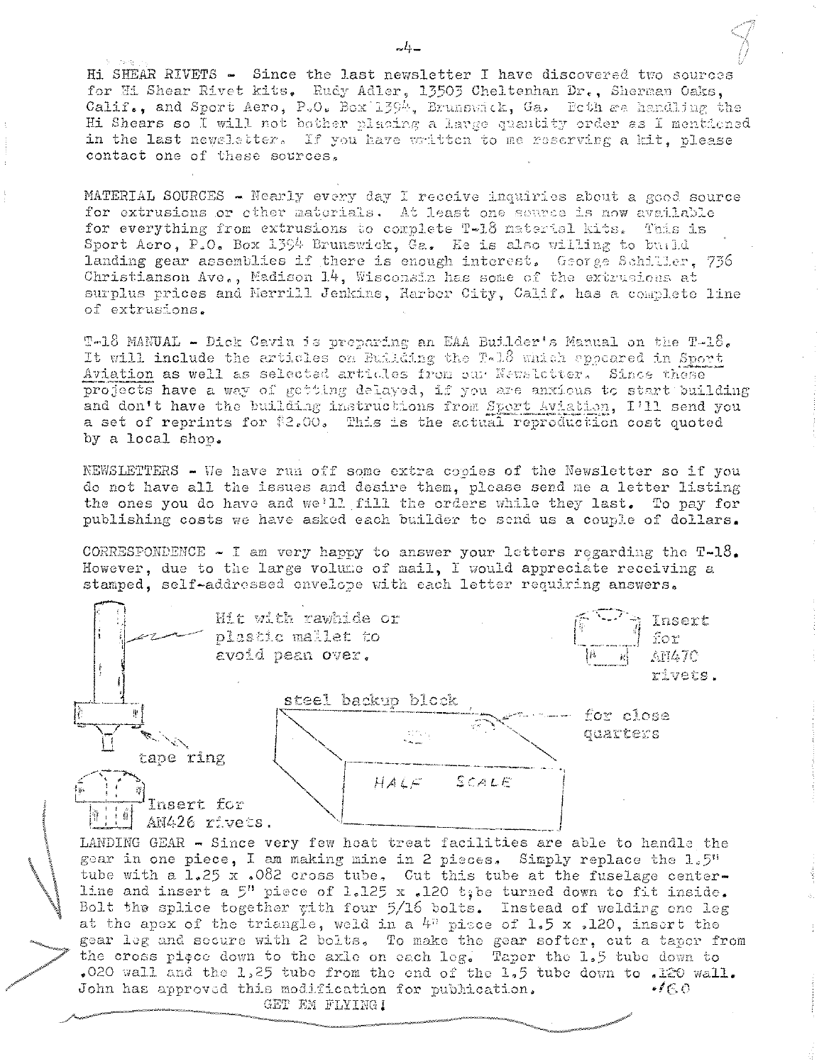Hi SHEAR RIVETS - Since the last newsletter I have discovered two sources for Hi Shear Rivet kits. Rudy Adler, 13503 Cheltenhan Dr., Sherman Oaks, Calif., and Sport Aero, P.O. Box 1394, Brunswick, Ga. Both are handling the Hi Shears so I will not bother placing a large quantity order as I mentioned in the last newsletter. If you have written to me reserving a kit, please contact one of these sources.

MATERIAL SOURCES - Nearly every day I receive inquiries about a good source for extrusions or other materials. At least one source is now available for everything from extrusions to complete T-18 material kits. This is Sport Aero, P.O. Box 1394 Brunswick, Ga. He is also willing to build landing gear assemblies if there is enough interest. George Schiller, 736 Christianson Ave., Madison 14, Wisconsin has some of the extrusions at surplus prices and Merrill Jenkins, Harbor City, Calif. has a complete line of extrusions.

T-18 MANUAL - Dick Cavin is preparing an EAA Builder's Manual on the T-18. It will include the articles on Building the T-18 which appeared in Sport Aviation as well as selected articles from our Newsletter. Since these projects have a way of getting delayed, if you are anxious to start building and don't have the building instructions from Sport Aviation, I'll send you a set of reprints for $2.00. This is the actual reproduction cost quoted by a local shop.

NEWSLETTERS - We have run off some extra copies of the Newsletter so if you do not have all the issues and desire them, please send me a letter listing the ones you do have and we'll fill the orders while they last. To pay for publishing costs we have asked each builder to send us a couple of dollars.

CORRESPONDENCE - I am very happy to answer your letters regarding the T-18. However, due to the large volume of mail, I would appreciate receiving a stamped, self-addressed envelope with each letter requiring answers.

Hit with rawhide or plastic mallet to avoid pean over.

tape ring

Insert for AN426 rivets.

steel backup block

HALF SCALE

for close quarters

Insert for AN470 rivets.

LANDING GEAR - Since very few heat treat facilities are able to handle the gear in one piece, I am making mine in 2 pieces. Simply replace the 1.5" tube with a 1.25 x .082 cross tube. Cut this tube at the fuselage centerline and insert a 5" piece of 1.125 x .120 tube turned down to fit inside. Bolt the splice together with four 5/16 bolts. Instead of welding one leg at the apex of the triangle, weld in a 4" piece of 1.5 x .120, insert the gear leg and secure with 2 bolts. To make the gear softer, cut a taper from the cross piece down to the axle on each leg. Taper the 1.5 tube down to .020 wall and the 1.25 tube from the end of the 1.5 tube down to .120 wall. John has approved this modification for publication.

GET EM FLYING!